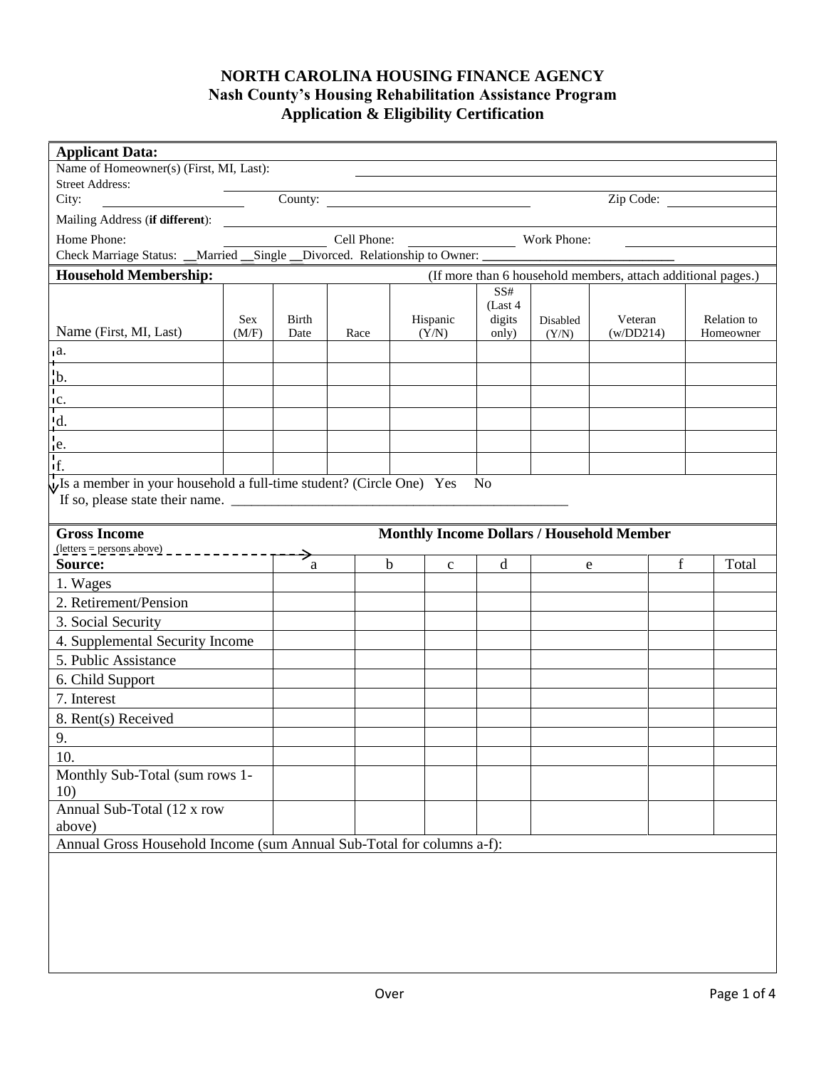# NORTH CAROLINA HOUSING FINANCE AGENCY
## Nash County's Housing Rehabilitation Assistance Program
## Application & Eligibility Certification

**Applicant Data:**

Name of Homeowner(s) (First, MI, Last): ______________________________

Street Address: ______________________________

City: ____________ County: ____________ Zip Code: ____________

Mailing Address (**if different**): ______________________________

Home Phone: ____________ Cell Phone: ____________ Work Phone: ____________

Check Marriage Status: __Married __Single __Divorced. Relationship to Owner: ______________________________

**Household Membership:** (If more than 6 household members, attach additional pages.)

| Name (First, MI, Last) | Sex (M/F) | Birth Date | Race | Hispanic (Y/N) | SS# (Last 4 digits only) | Disabled (Y/N) | Veteran (w/DD214) | Relation to Homeowner |
|---|---|---|---|---|---|---|---|---|
| a. | | | | | | | | |
| b. | | | | | | | | |
| c. | | | | | | | | |
| d. | | | | | | | | |
| e. | | | | | | | | |
| f. | | | | | | | | |

Is a member in your household a full-time student? (Circle One) Yes No

If so, please state their name. ______________________________

**Gross Income** — **Monthly Income Dollars / Household Member**

(letters = persons above)

| **Source:** | a | b | c | d | e | f | Total |
|---|---|---|---|---|---|---|---|
| 1. Wages | | | | | | | |
| 2. Retirement/Pension | | | | | | | |
| 3. Social Security | | | | | | | |
| 4. Supplemental Security Income | | | | | | | |
| 5. Public Assistance | | | | | | | |
| 6. Child Support | | | | | | | |
| 7. Interest | | | | | | | |
| 8. Rent(s) Received | | | | | | | |
| 9. | | | | | | | |
| 10. | | | | | | | |
| Monthly Sub-Total (sum rows 1-10) | | | | | | | |
| Annual Sub-Total (12 x row above) | | | | | | | |

Annual Gross Household Income (sum Annual Sub-Total for columns a-f):

Over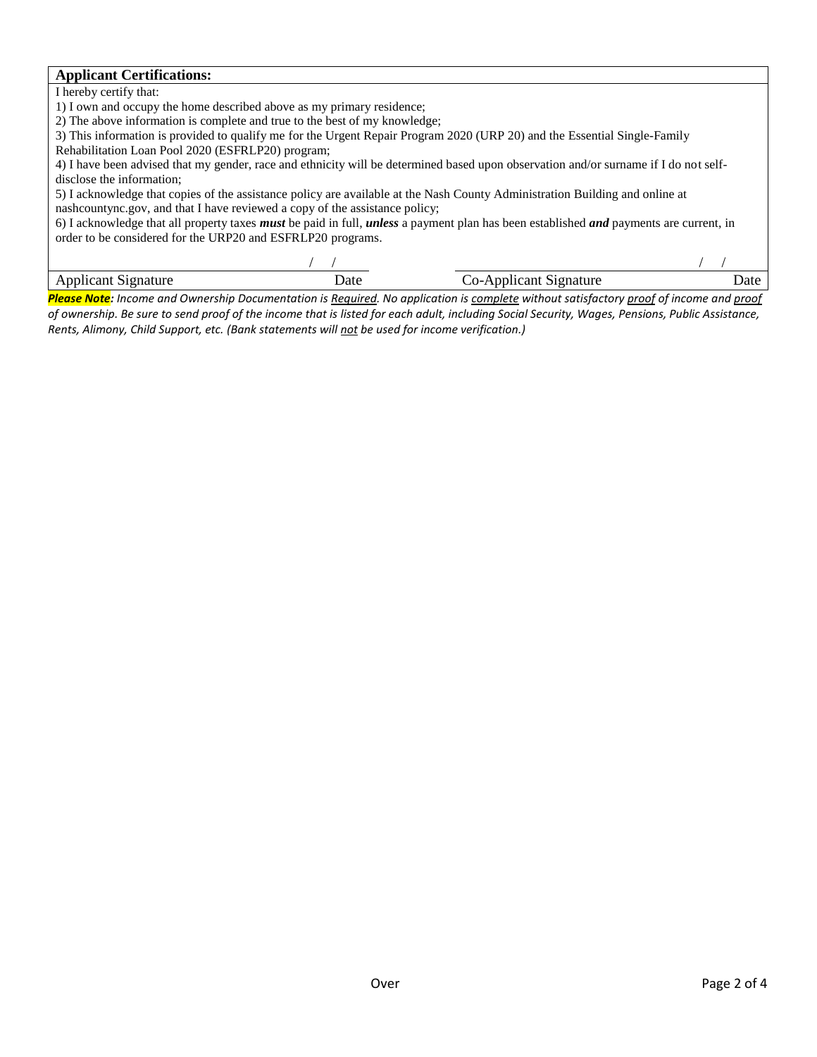**Applicant Certifications:**

I hereby certify that:

1) I own and occupy the home described above as my primary residence;
2) The above information is complete and true to the best of my knowledge;
3) This information is provided to qualify me for the Urgent Repair Program 2020 (URP 20) and the Essential Single-Family Rehabilitation Loan Pool 2020 (ESFRLP20) program;
4) I have been advised that my gender, race and ethnicity will be determined based upon observation and/or surname if I do not self-disclose the information;
5) I acknowledge that copies of the assistance policy are available at the Nash County Administration Building and online at nashcountync.gov, and that I have reviewed a copy of the assistance policy;
6) I acknowledge that all property taxes ***must*** be paid in full, ***unless*** a payment plan has been established ***and*** payments are current, in order to be considered for the URP20 and ESFRLP20 programs.

| Applicant Signature | Date: / / | Co-Applicant Signature | Date: / / |
|---|---|---|---|

***Please Note:*** *Income and Ownership Documentation is Required. No application is complete without satisfactory proof of income and proof of ownership. Be sure to send proof of the income that is listed for each adult, including Social Security, Wages, Pensions, Public Assistance, Rents, Alimony, Child Support, etc. (Bank statements will not be used for income verification.)*

Over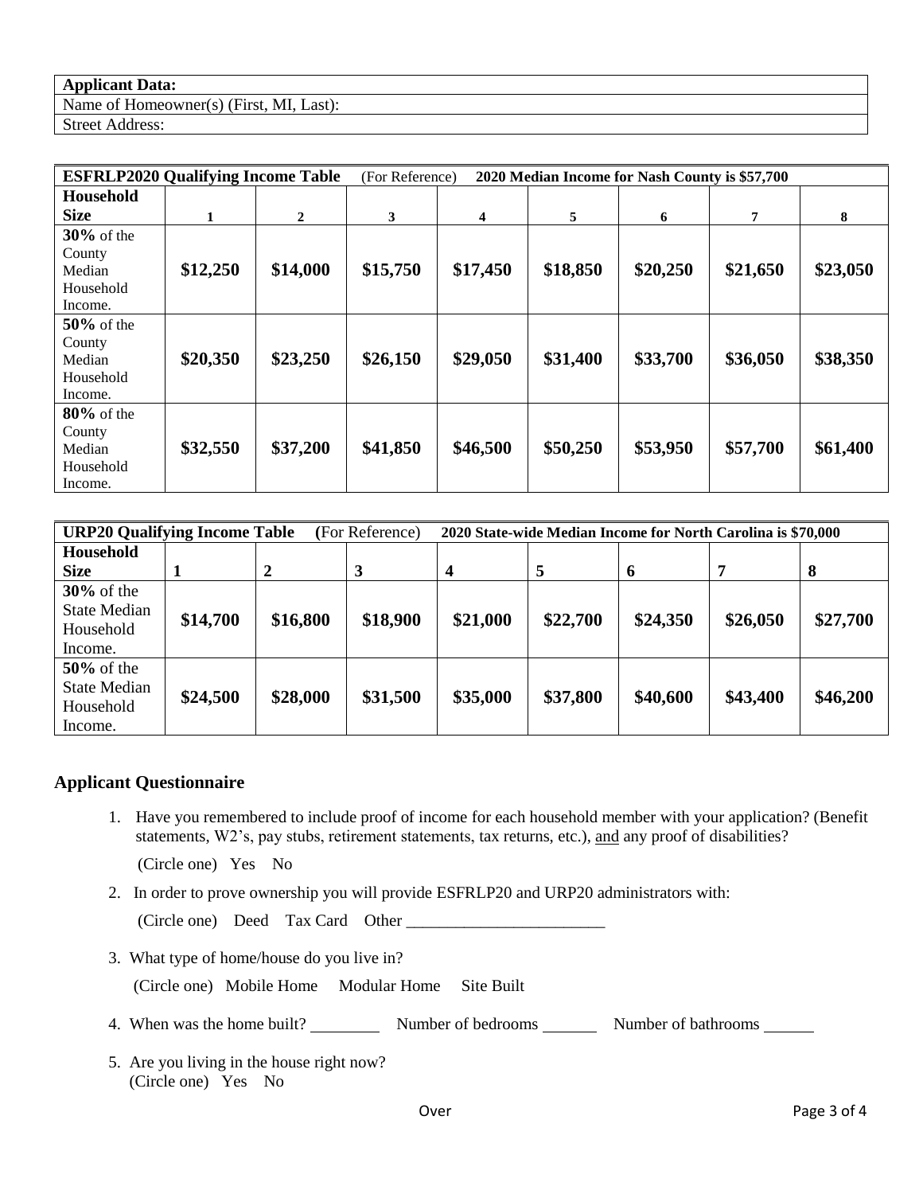| **Applicant Data:** |
|---|
| Name of Homeowner(s) (First, MI, Last): |
| Street Address: |

| **ESFRLP2020 Qualifying Income Table** (For Reference) **2020 Median Income for Nash County is $57,700** | | | | | | | | |
|---|---|---|---|---|---|---|---|---|
| **Household Size** | **1** | **2** | **3** | **4** | **5** | **6** | **7** | **8** |
| **30%** of the County Median Household Income. | **$12,250** | **$14,000** | **$15,750** | **$17,450** | **$18,850** | **$20,250** | **$21,650** | **$23,050** |
| **50%** of the County Median Household Income. | **$20,350** | **$23,250** | **$26,150** | **$29,050** | **$31,400** | **$33,700** | **$36,050** | **$38,350** |
| **80%** of the County Median Household Income. | **$32,550** | **$37,200** | **$41,850** | **$46,500** | **$50,250** | **$53,950** | **$57,700** | **$61,400** |

| **URP20 Qualifying Income Table (**For Reference) **2020 State-wide Median Income for North Carolina is $70,000** | | | | | | | | |
|---|---|---|---|---|---|---|---|---|
| **Household Size** | **1** | **2** | **3** | **4** | **5** | **6** | **7** | **8** |
| **30%** of the State Median Household Income. | **$14,700** | **$16,800** | **$18,900** | **$21,000** | **$22,700** | **$24,350** | **$26,050** | **$27,700** |
| **50%** of the State Median Household Income. | **$24,500** | **$28,000** | **$31,500** | **$35,000** | **$37,800** | **$40,600** | **$43,400** | **$46,200** |

## Applicant Questionnaire

1. Have you remembered to include proof of income for each household member with your application? (Benefit statements, W2's, pay stubs, retirement statements, tax returns, etc.), <u>and</u> any proof of disabilities?

   (Circle one) Yes No

2. In order to prove ownership you will provide ESFRLP20 and URP20 administrators with:

   (Circle one) Deed Tax Card Other ________________________

3. What type of home/house do you live in?

   (Circle one) Mobile Home Modular Home Site Built

4. When was the home built? ________ Number of bedrooms ______ Number of bathrooms ______

5. Are you living in the house right now?
   (Circle one) Yes No

Over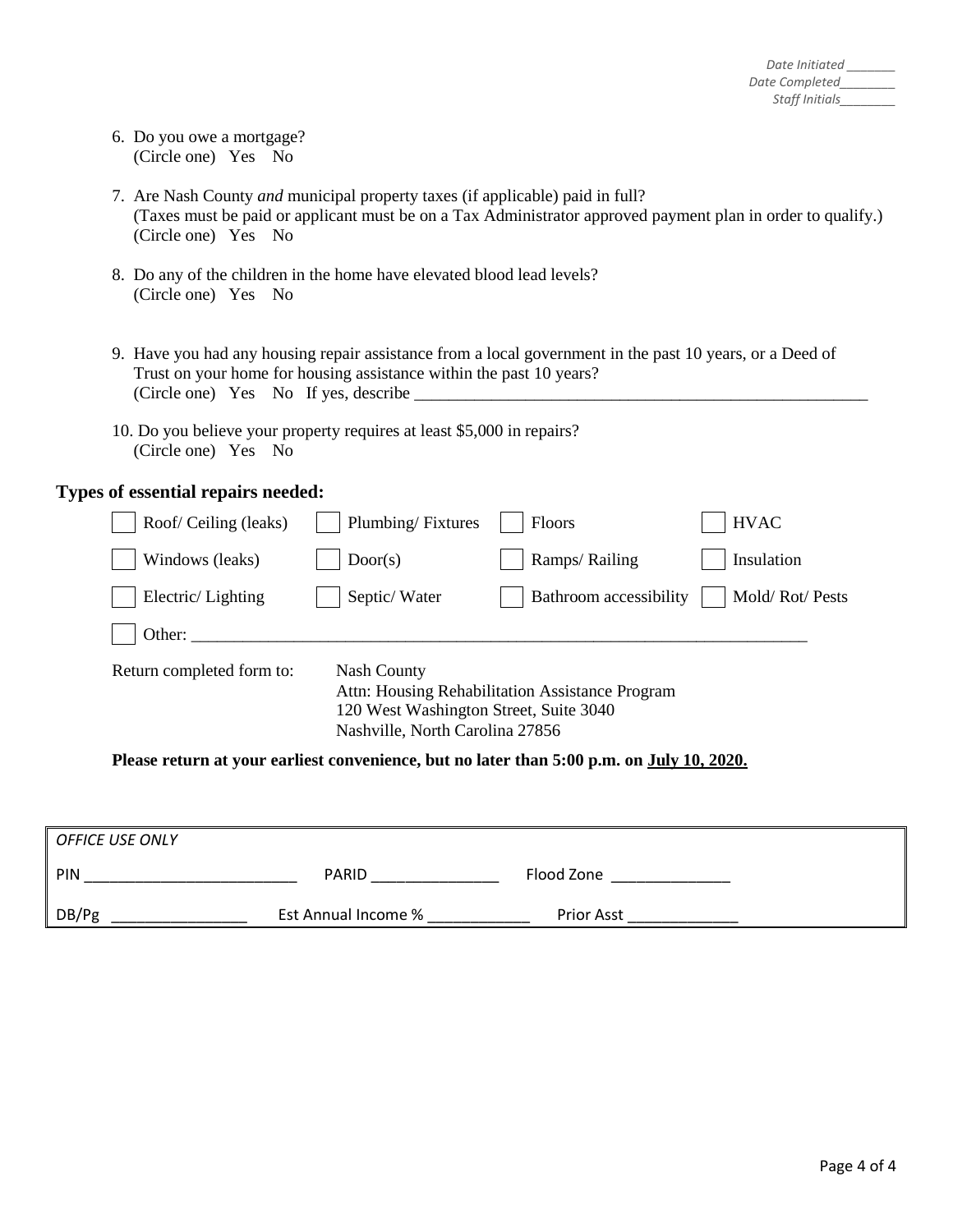*Date Initiated \_\_\_\_\_\_\_*
*Date Completed\_\_\_\_\_\_\_\_*
*Staff Initials\_\_\_\_\_\_\_\_*

6. Do you owe a mortgage?
   (Circle one) Yes No

7. Are Nash County *and* municipal property taxes (if applicable) paid in full?
   (Taxes must be paid or applicant must be on a Tax Administrator approved payment plan in order to qualify.)
   (Circle one) Yes No

8. Do any of the children in the home have elevated blood lead levels?
   (Circle one) Yes No

9. Have you had any housing repair assistance from a local government in the past 10 years, or a Deed of Trust on your home for housing assistance within the past 10 years?
   (Circle one) Yes No If yes, describe \_\_\_\_\_\_\_\_\_\_\_\_\_\_\_\_\_\_\_\_\_\_\_\_\_\_\_\_\_\_\_\_\_\_\_\_\_\_\_\_\_\_\_\_\_\_\_\_\_\_\_\_\_\_\_\_

10. Do you believe your property requires at least $5,000 in repairs?
    (Circle one) Yes No

## Types of essential repairs needed:

| | | | |
|---|---|---|---|
| ☐ Roof/ Ceiling (leaks) | ☐ Plumbing/ Fixtures | ☐ Floors | ☐ HVAC |
| ☐ Windows (leaks) | ☐ Door(s) | ☐ Ramps/ Railing | ☐ Insulation |
| ☐ Electric/ Lighting | ☐ Septic/ Water | ☐ Bathroom accessibility | ☐ Mold/ Rot/ Pests |

☐ Other: \_\_\_\_\_\_\_\_\_\_\_\_\_\_\_\_\_\_\_\_\_\_\_\_\_\_\_\_\_\_\_\_\_\_\_\_\_\_\_\_\_\_\_\_\_\_\_\_\_\_\_\_\_\_\_\_\_\_\_\_\_\_\_\_\_\_\_\_\_\_\_\_\_\_

Return completed form to:
Nash County
Attn: Housing Rehabilitation Assistance Program
120 West Washington Street, Suite 3040
Nashville, North Carolina 27856

**Please return at your earliest convenience, but no later than 5:00 p.m. on <u>July 10, 2020.</u>**

*OFFICE USE ONLY*

PIN \_\_\_\_\_\_\_\_\_\_\_\_\_\_\_\_\_\_\_\_\_\_\_\_\_\_ PARID \_\_\_\_\_\_\_\_\_\_\_\_\_\_\_\_ Flood Zone \_\_\_\_\_\_\_\_\_\_\_\_\_\_\_

DB/Pg \_\_\_\_\_\_\_\_\_\_\_\_\_\_\_\_\_ Est Annual Income % \_\_\_\_\_\_\_\_\_\_\_\_\_ Prior Asst \_\_\_\_\_\_\_\_\_\_\_\_\_\_